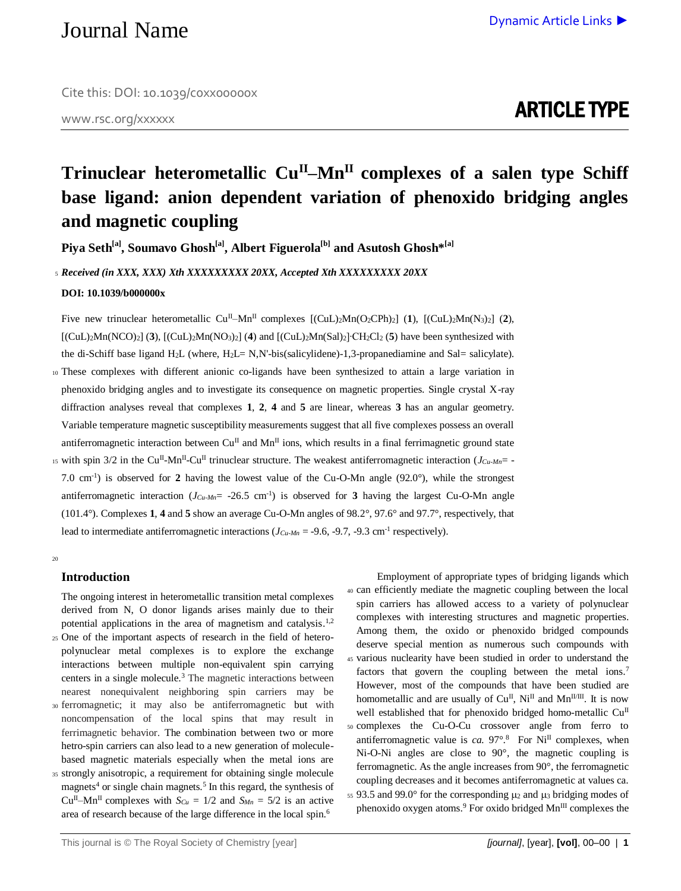# Trinuclear heterometallic $Cu^{II}$–$Mn^{II}$ complexes of a salen type Schiff base ligand: anion dependent variation of phenoxido bridging angles and magnetic coupling

**Piya Seth[a], Soumavo Ghosh[a], Albert Figuerola[b] and Asutosh Ghosh*[a]**

***Received (in XXX, XXX) Xth XXXXXXXXX 20XX, Accepted Xth XXXXXXXXX 20XX***

**DOI: 10.1039/b000000x**

Five new trinuclear heterometallic $Cu^{II}$–$Mn^{II}$ complexes $[(CuL)_2Mn(O_2CPh)_2]$ (**1**), $[(CuL)_2Mn(N_3)_2]$ (**2**), $[(CuL)_2Mn(NCO)_2]$ (**3**), $[(CuL)_2Mn(NO_3)_2]$ (**4**) and $[(CuL)_2Mn(Sal)_2]\cdot CH_2Cl_2$ (**5**) have been synthesized with the di-Schiff base ligand $H_2L$ (where, $H_2L$= N,N'-bis(salicylidene)-1,3-propanediamine and Sal= salicylate). These complexes with different anionic co-ligands have been synthesized to attain a large variation in phenoxido bridging angles and to investigate its consequence on magnetic properties. Single crystal X-ray diffraction analyses reveal that complexes **1**, **2**, **4** and **5** are linear, whereas **3** has an angular geometry. Variable temperature magnetic susceptibility measurements suggest that all five complexes possess an overall antiferromagnetic interaction between $Cu^{II}$ and $Mn^{II}$ ions, which results in a final ferrimagnetic ground state with spin 3/2 in the $Cu^{II}$-$Mn^{II}$-$Cu^{II}$ trinuclear structure. The weakest antiferromagnetic interaction ($J_{Cu-Mn}$= -7.0 cm$^{-1}$) is observed for **2** having the lowest value of the Cu-O-Mn angle (92.0°), while the strongest antiferromagnetic interaction ($J_{Cu-Mn}$= -26.5 cm$^{-1}$) is observed for **3** having the largest Cu-O-Mn angle (101.4°). Complexes **1**, **4** and **5** show an average Cu-O-Mn angles of 98.2°, 97.6° and 97.7°, respectively, that lead to intermediate antiferromagnetic interactions ($J_{Cu-Mn}$ = -9.6, -9.7, -9.3 cm$^{-1}$ respectively).

## Introduction

The ongoing interest in heterometallic transition metal complexes derived from N, O donor ligands arises mainly due to their potential applications in the area of magnetism and catalysis.[1,2] One of the important aspects of research in the field of hetero-polynuclear metal complexes is to explore the exchange interactions between multiple non-equivalent spin carrying centers in a single molecule.[3] The magnetic interactions between nearest nonequivalent neighboring spin carriers may be ferromagnetic; it may also be antiferromagnetic but with noncompensation of the local spins that may result in ferrimagnetic behavior. The combination between two or more hetro-spin carriers can also lead to a new generation of molecule-based magnetic materials especially when the metal ions are strongly anisotropic, a requirement for obtaining single molecule magnets[4] or single chain magnets.[5] In this regard, the synthesis of $Cu^{II}$–$Mn^{II}$ complexes with $S_{Cu}$ = 1/2 and $S_{Mn}$ = 5/2 is an active area of research because of the large difference in the local spin.[6]

Employment of appropriate types of bridging ligands which can efficiently mediate the magnetic coupling between the local spin carriers has allowed access to a variety of polynuclear complexes with interesting structures and magnetic properties. Among them, the oxido or phenoxido bridged compounds deserve special mention as numerous such compounds with various nuclearity have been studied in order to understand the factors that govern the coupling between the metal ions.[7] However, most of the compounds that have been studied are homometallic and are usually of $Cu^{II}$, $Ni^{II}$ and $Mn^{II/III}$. It is now well established that for phenoxido bridged homo-metallic $Cu^{II}$ complexes the Cu-O-Cu crossover angle from ferro to antiferromagnetic value is *ca.* 97°.[8] For $Ni^{II}$ complexes, when Ni-O-Ni angles are close to 90°, the magnetic coupling is ferromagnetic. As the angle increases from 90°, the ferromagnetic coupling decreases and it becomes antiferromagnetic at values ca. 93.5 and 99.0° for the corresponding $\mu_2$ and $\mu_3$ bridging modes of phenoxido oxygen atoms.[9] For oxido bridged $Mn^{III}$ complexes the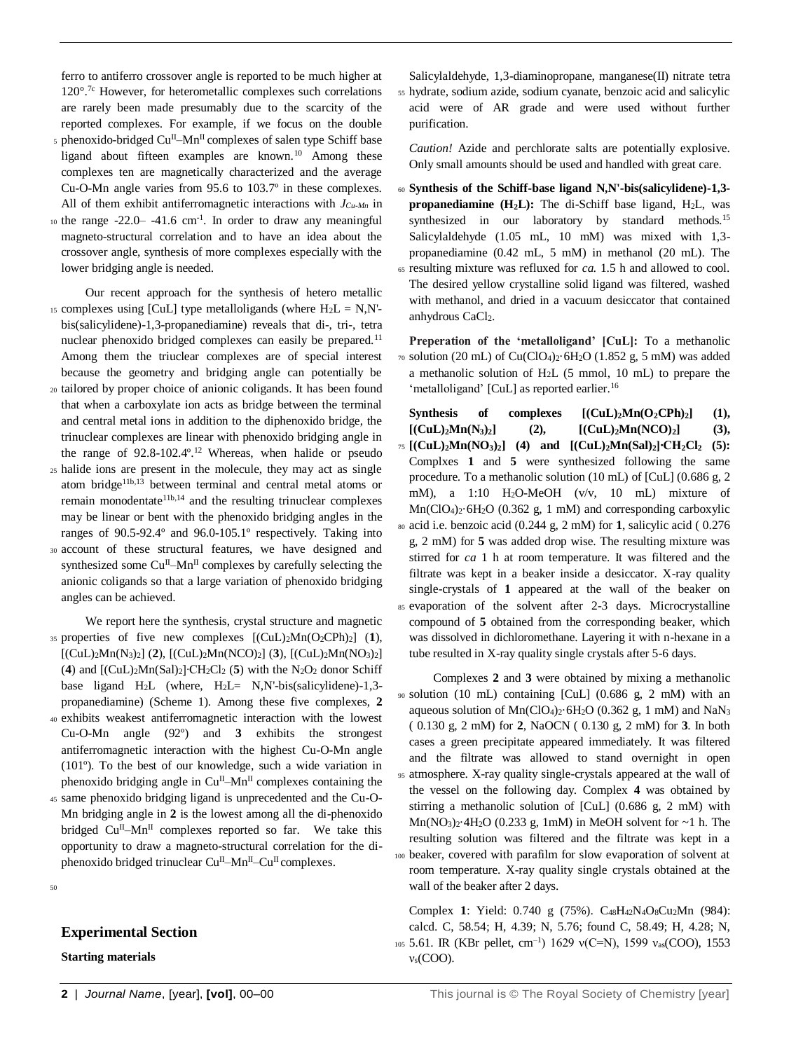ferro to antiferro crossover angle is reported to be much higher at 120°.[7c] However, for heterometallic complexes such correlations are rarely been made presumably due to the scarcity of the reported complexes. For example, if we focus on the double phenoxido-bridged $Cu^{II}$–$Mn^{II}$ complexes of salen type Schiff base ligand about fifteen examples are known.[10] Among these complexes ten are magnetically characterized and the average Cu-O-Mn angle varies from 95.6 to 103.7º in these complexes. All of them exhibit antiferromagnetic interactions with $J_{Cu\text{-}Mn}$ in the range -22.0– -41.6 cm$^{-1}$. In order to draw any meaningful magneto-structural correlation and to have an idea about the crossover angle, synthesis of more complexes especially with the lower bridging angle is needed.

Our recent approach for the synthesis of hetero metallic complexes using [CuL] type metalloligands (where $H_2L$ = N,N'-bis(salicylidene)-1,3-propanediamine) reveals that di-, tri-, tetra nuclear phenoxido bridged complexes can easily be prepared.[11] Among them the triuclear complexes are of special interest because the geometry and bridging angle can potentially be tailored by proper choice of anionic coligands. It has been found that when a carboxylate ion acts as bridge between the terminal and central metal ions in addition to the diphenoxido bridge, the trinuclear complexes are linear with phenoxido bridging angle in the range of 92.8-102.4º.[12] Whereas, when halide or pseudo halide ions are present in the molecule, they may act as single atom bridge[11b,13] between terminal and central metal atoms or remain monodentate[11b,14] and the resulting trinuclear complexes may be linear or bent with the phenoxido bridging angles in the ranges of 90.5-92.4º and 96.0-105.1º respectively. Taking into account of these structural features, we have designed and synthesized some $Cu^{II}$–$Mn^{II}$ complexes by carefully selecting the anionic coligands so that a large variation of phenoxido bridging angles can be achieved.

We report here the synthesis, crystal structure and magnetic properties of five new complexes $[(CuL)_2Mn(O_2CPh)_2]$ (**1**), $[(CuL)_2Mn(N_3)_2]$ (**2**), $[(CuL)_2Mn(NCO)_2]$ (**3**), $[(CuL)_2Mn(NO_3)_2]$ (**4**) and $[(CuL)_2Mn(Sal)_2]\cdot CH_2Cl_2$ (**5**) with the $N_2O_2$ donor Schiff base ligand $H_2L$ (where, $H_2L$= N,N'-bis(salicylidene)-1,3-propanediamine) (Scheme 1). Among these five complexes, **2** exhibits weakest antiferromagnetic interaction with the lowest Cu-O-Mn angle (92º) and **3** exhibits the strongest antiferromagnetic interaction with the highest Cu-O-Mn angle (101º). To the best of our knowledge, such a wide variation in phenoxido bridging angle in $Cu^{II}$–$Mn^{II}$ complexes containing the same phenoxido bridging ligand is unprecedented and the Cu-O-Mn bridging angle in **2** is the lowest among all the di-phenoxido bridged $Cu^{II}$–$Mn^{II}$ complexes reported so far. We take this opportunity to draw a magneto-structural correlation for the di-phenoxido bridged trinuclear $Cu^{II}$–$Mn^{II}$–$Cu^{II}$ complexes.

## Experimental Section

### Starting materials

Salicylaldehyde, 1,3-diaminopropane, manganese(II) nitrate tetra hydrate, sodium azide, sodium cyanate, benzoic acid and salicylic acid were of AR grade and were used without further purification.

*Caution!* Azide and perchlorate salts are potentially explosive. Only small amounts should be used and handled with great care.

**Synthesis of the Schiff-base ligand N,N'-bis(salicylidene)-1,3-propanediamine ($H_2L$):** The di-Schiff base ligand, $H_2L$, was synthesized in our laboratory by standard methods.[15] Salicylaldehyde (1.05 mL, 10 mM) was mixed with 1,3-propanediamine (0.42 mL, 5 mM) in methanol (20 mL). The resulting mixture was refluxed for *ca.* 1.5 h and allowed to cool. The desired yellow crystalline solid ligand was filtered, washed with methanol, and dried in a vacuum desiccator that contained anhydrous $CaCl_2$.

**Preperation of the 'metalloligand' [CuL]:** To a methanolic solution (20 mL) of $Cu(ClO_4)_2\cdot 6H_2O$ (1.852 g, 5 mM) was added a methanolic solution of $H_2L$ (5 mmol, 10 mL) to prepare the 'metalloligand' [CuL] as reported earlier.[16]

**Synthesis of complexes $[(CuL)_2Mn(O_2CPh)_2]$ (1), $[(CuL)_2Mn(N_3)_2]$ (2), $[(CuL)_2Mn(NCO)_2]$ (3), $[(CuL)_2Mn(NO_3)_2]$ (4) and $[(CuL)_2Mn(Sal)_2]\cdot CH_2Cl_2$ (5):** Complxes **1** and **5** were synthesized following the same procedure. To a methanolic solution (10 mL) of [CuL] (0.686 g, 2 mM), a 1:10 $H_2O$-MeOH (v/v, 10 mL) mixture of $Mn(ClO_4)_2\cdot 6H_2O$ (0.362 g, 1 mM) and corresponding carboxylic acid i.e. benzoic acid (0.244 g, 2 mM) for **1**, salicylic acid ( 0.276 g, 2 mM) for **5** was added drop wise. The resulting mixture was stirred for *ca* 1 h at room temperature. It was filtered and the filtrate was kept in a beaker inside a desiccator. X-ray quality single-crystals of **1** appeared at the wall of the beaker on evaporation of the solvent after 2-3 days. Microcrystalline compound of **5** obtained from the corresponding beaker, which was dissolved in dichloromethane. Layering it with n-hexane in a tube resulted in X-ray quality single crystals after 5-6 days.

Complexes **2** and **3** were obtained by mixing a methanolic solution (10 mL) containing [CuL] (0.686 g, 2 mM) with an aqueous solution of $Mn(ClO_4)_2\cdot 6H_2O$ (0.362 g, 1 mM) and $NaN_3$ ( 0.130 g, 2 mM) for **2**, NaOCN ( 0.130 g, 2 mM) for **3**. In both cases a green precipitate appeared immediately. It was filtered and the filtrate was allowed to stand overnight in open atmosphere. X-ray quality single-crystals appeared at the wall of the vessel on the following day. Complex **4** was obtained by stirring a methanolic solution of [CuL] (0.686 g, 2 mM) with $Mn(NO_3)_2\cdot 4H_2O$ (0.233 g, 1mM) in MeOH solvent for ~1 h. The resulting solution was filtered and the filtrate was kept in a beaker, covered with parafilm for slow evaporation of solvent at room temperature. X-ray quality single crystals obtained at the wall of the beaker after 2 days.

Complex **1**: Yield: 0.740 g (75%). $C_{48}H_{42}N_4O_8Cu_2Mn$ (984): calcd. C, 58.54; H, 4.39; N, 5.76; found C, 58.49; H, 4.28; N, 5.61. IR (KBr pellet, cm$^{-1}$) 1629 ν(C=N), 1599 $\nu_{as}$(COO), 1553 $\nu_s$(COO).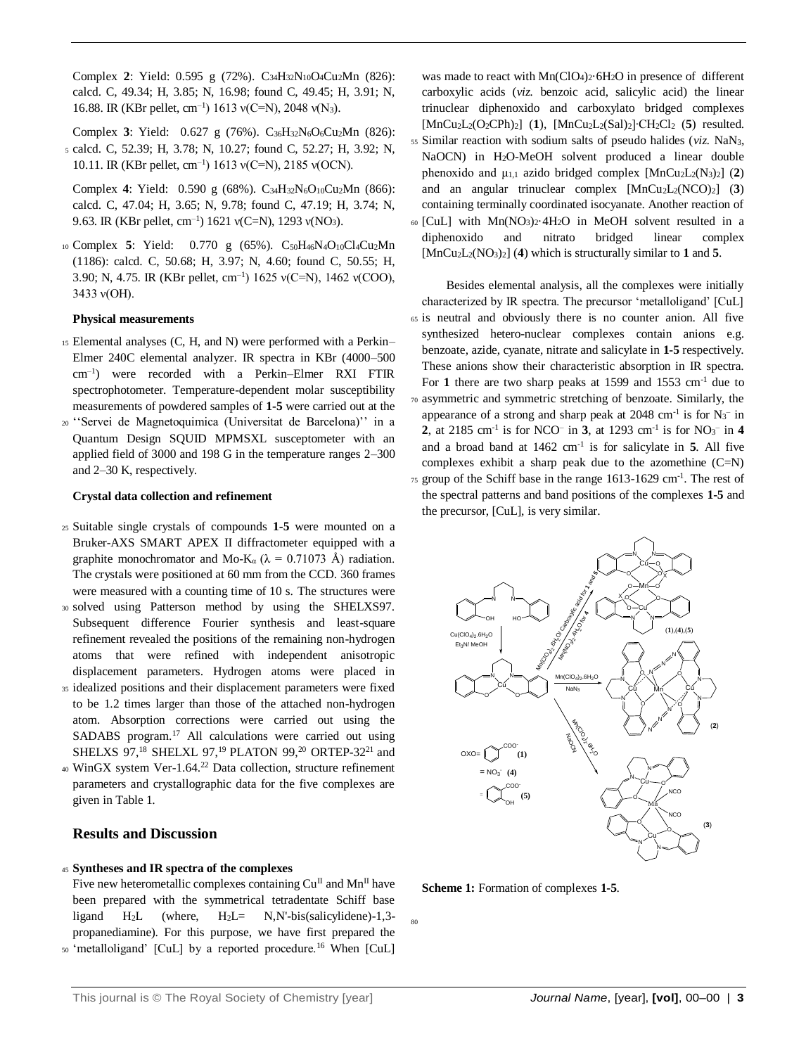Complex **2**: Yield: 0.595 g (72%). $C_{34}H_{32}N_{10}O_4Cu_2Mn$ (826): calcd. C, 49.34; H, 3.85; N, 16.98; found C, 49.45; H, 3.91; N, 16.88. IR (KBr pellet, $cm^{-1}$) 1613 ν(C=N), 2048 ν($N_3$).

Complex **3**: Yield: 0.627 g (76%). $C_{36}H_{32}N_6O_6Cu_2Mn$ (826): calcd. C, 52.39; H, 3.78; N, 10.27; found C, 52.27; H, 3.92; N, 10.11. IR (KBr pellet, $cm^{-1}$) 1613 ν(C=N), 2185 ν(OCN).

Complex **4**: Yield: 0.590 g (68%). $C_{34}H_{32}N_6O_{10}Cu_2Mn$ (866): calcd. C, 47.04; H, 3.65; N, 9.78; found C, 47.19; H, 3.74; N, 9.63. IR (KBr pellet, $cm^{-1}$) 1621 ν(C=N), 1293 ν($NO_3$).

Complex **5**: Yield: 0.770 g (65%). $C_{50}H_{46}N_4O_{10}Cl_4Cu_2Mn$ (1186): calcd. C, 50.68; H, 3.97; N, 4.60; found C, 50.55; H, 3.90; N, 4.75. IR (KBr pellet, $cm^{-1}$) 1625 ν(C=N), 1462 ν(COO), 3433 ν(OH).

### Physical measurements

Elemental analyses (C, H, and N) were performed with a Perkin–Elmer 240C elemental analyzer. IR spectra in KBr (4000–500 $cm^{-1}$) were recorded with a Perkin–Elmer RXI FTIR spectrophotometer. Temperature-dependent molar susceptibility measurements of powdered samples of **1-5** were carried out at the ''Servei de Magnetoquimica (Universitat de Barcelona)'' in a Quantum Design SQUID MPMSXL susceptometer with an applied field of 3000 and 198 G in the temperature ranges 2–300 and 2–30 K, respectively.

### Crystal data collection and refinement

Suitable single crystals of compounds **1-5** were mounted on a Bruker-AXS SMART APEX II diffractometer equipped with a graphite monochromator and Mo-$K_\alpha$ (λ = 0.71073 Å) radiation. The crystals were positioned at 60 mm from the CCD. 360 frames were measured with a counting time of 10 s. The structures were solved using Patterson method by using the SHELXS97. Subsequent difference Fourier synthesis and least-square refinement revealed the positions of the remaining non-hydrogen atoms that were refined with independent anisotropic displacement parameters. Hydrogen atoms were placed in idealized positions and their displacement parameters were fixed to be 1.2 times larger than those of the attached non-hydrogen atom. Absorption corrections were carried out using the SADABS program.[17] All calculations were carried out using SHELXS 97,[18] SHELXL 97,[19] PLATON 99,[20] ORTEP-32[21] and WinGX system Ver-1.64.[22] Data collection, structure refinement parameters and crystallographic data for the five complexes are given in Table 1.

## Results and Discussion

### Syntheses and IR spectra of the complexes

Five new heterometallic complexes containing $Cu^{II}$ and $Mn^{II}$ have been prepared with the symmetrical tetradentate Schiff base ligand $H_2L$ (where, $H_2L$= N,N'-bis(salicylidene)-1,3-propanediamine). For this purpose, we have first prepared the 'metalloligand' [CuL] by a reported procedure.[16] When [CuL] was made to react with $Mn(ClO_4)_2·6H_2O$ in presence of different carboxylic acids (*viz.* benzoic acid, salicylic acid) the linear trinuclear diphenoxido and carboxylato bridged complexes $[MnCu_2L_2(O_2CPh)_2]$ (**1**), $[MnCu_2L_2(Sal)_2]·CH_2Cl_2$ (**5**) resulted. Similar reaction with sodium salts of pseudo halides (*viz.* $NaN_3$, NaOCN) in $H_2O$-MeOH solvent produced a linear double phenoxido and $\mu_{1,1}$ azido bridged complex $[MnCu_2L_2(N_3)_2]$ (**2**) and an angular trinuclear complex $[MnCu_2L_2(NCO)_2]$ (**3**) containing terminally coordinated isocyanate. Another reaction of [CuL] with $Mn(NO_3)_2·4H_2O$ in MeOH solvent resulted in a diphenoxido and nitrato bridged linear complex $[MnCu_2L_2(NO_3)_2]$ (**4**) which is structurally similar to **1** and **5**.

Besides elemental analysis, all the complexes were initially characterized by IR spectra. The precursor 'metalloligand' [CuL] is neutral and obviously there is no counter anion. All five synthesized hetero-nuclear complexes contain anions e.g. benzoate, azide, cyanate, nitrate and salicylate in **1-5** respectively. These anions show their characteristic absorption in IR spectra. For **1** there are two sharp peaks at 1599 and 1553 $cm^{-1}$ due to asymmetric and symmetric stretching of benzoate. Similarly, the appearance of a strong and sharp peak at 2048 $cm^{-1}$ is for $N_3^-$ in **2**, at 2185 $cm^{-1}$ is for $NCO^-$ in **3**, at 1293 $cm^{-1}$ is for $NO_3^-$ in **4** and a broad band at 1462 $cm^{-1}$ is for salicylate in **5**. All five complexes exhibit a sharp peak due to the azomethine (C=N) group of the Schiff base in the range 1613-1629 $cm^{-1}$. The rest of the spectral patterns and band positions of the complexes **1-5** and the precursor, [CuL], is very similar.

**Scheme 1:** Formation of complexes **1-5**.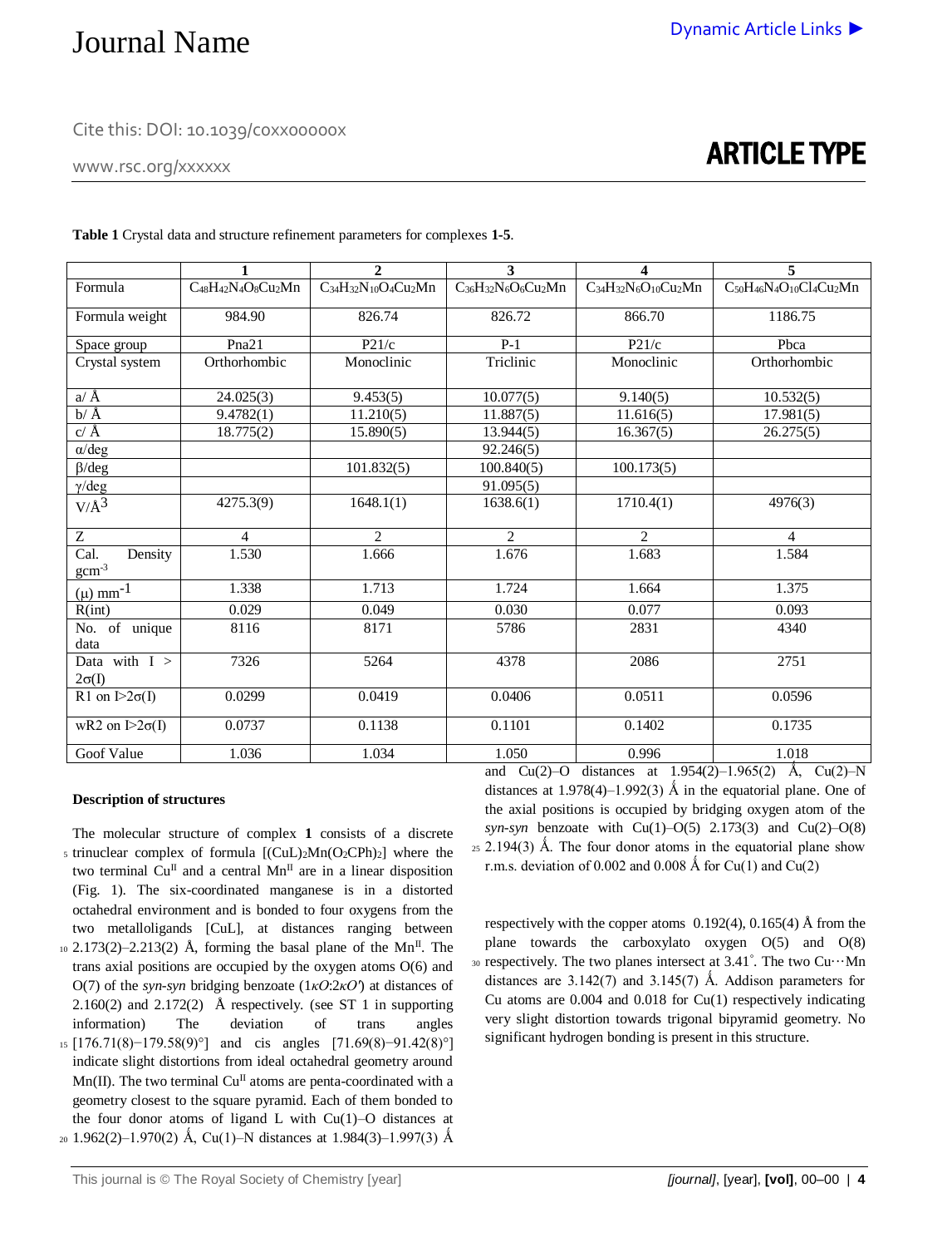**Table 1** Crystal data and structure refinement parameters for complexes **1-5**.

| | **1** | **2** | **3** | **4** | **5** |
|---|---|---|---|---|---|
| Formula | $C_{48}H_{42}N_4O_8Cu_2Mn$ | $C_{34}H_{32}N_{10}O_4Cu_2Mn$ | $C_{36}H_{32}N_6O_6Cu_2Mn$ | $C_{34}H_{32}N_6O_{10}Cu_2Mn$ | $C_{50}H_{46}N_4O_{10}Cl_4Cu_2Mn$ |
| Formula weight | 984.90 | 826.74 | 826.72 | 866.70 | 1186.75 |
| Space group | Pna21 | P21/c | P-1 | P21/c | Pbca |
| Crystal system | Orthorhombic | Monoclinic | Triclinic | Monoclinic | Orthorhombic |
| a/ Å | 24.025(3) | 9.453(5) | 10.077(5) | 9.140(5) | 10.532(5) |
| b/ Å | 9.4782(1) | 11.210(5) | 11.887(5) | 11.616(5) | 17.981(5) |
| c/ Å | 18.775(2) | 15.890(5) | 13.944(5) | 16.367(5) | 26.275(5) |
| α/deg | | | 92.246(5) | | |
| β/deg | | 101.832(5) | 100.840(5) | 100.173(5) | |
| γ/deg | | | 91.095(5) | | |
| V/Å$^3$ | 4275.3(9) | 1648.1(1) | 1638.6(1) | 1710.4(1) | 4976(3) |
| Z | 4 | 2 | 2 | 2 | 4 |
| Cal. Density gcm$^{-3}$ | 1.530 | 1.666 | 1.676 | 1.683 | 1.584 |
| (μ) mm$^{-1}$ | 1.338 | 1.713 | 1.724 | 1.664 | 1.375 |
| R(int) | 0.029 | 0.049 | 0.030 | 0.077 | 0.093 |
| No. of unique data | 8116 | 8171 | 5786 | 2831 | 4340 |
| Data with I > 2σ(I) | 7326 | 5264 | 4378 | 2086 | 2751 |
| R1 on I>2σ(I) | 0.0299 | 0.0419 | 0.0406 | 0.0511 | 0.0596 |
| wR2 on I>2σ(I) | 0.0737 | 0.1138 | 0.1101 | 0.1402 | 0.1735 |
| Goof Value | 1.036 | 1.034 | 1.050 | 0.996 | 1.018 |

### Description of structures

The molecular structure of complex **1** consists of a discrete trinuclear complex of formula $[(CuL)_2Mn(O_2CPh)_2]$ where the two terminal $Cu^{II}$ and a central $Mn^{II}$ are in a linear disposition (Fig. 1). The six-coordinated manganese is in a distorted octahedral environment and is bonded to four oxygens from the two metalloligands [CuL], at distances ranging between 2.173(2)–2.213(2) Å, forming the basal plane of the $Mn^{II}$. The trans axial positions are occupied by the oxygen atoms O(6) and O(7) of the *syn-syn* bridging benzoate (1*κO*:2*κO'*) at distances of 2.160(2) and 2.172(2) Å respectively. (see ST 1 in supporting information) The deviation of trans angles [176.71(8)−179.58(9)°] and cis angles [71.69(8)−91.42(8)°] indicate slight distortions from ideal octahedral geometry around Mn(II). The two terminal $Cu^{II}$ atoms are penta-coordinated with a geometry closest to the square pyramid. Each of them bonded to the four donor atoms of ligand L with Cu(1)–O distances at 1.962(2)–1.970(2) Å, Cu(1)–N distances at 1.984(3)–1.997(3) Å and Cu(2)–O distances at 1.954(2)–1.965(2) Å, Cu(2)–N distances at 1.978(4)–1.992(3) Å in the equatorial plane. One of the axial positions is occupied by bridging oxygen atom of the *syn-syn* benzoate with Cu(1)–O(5) 2.173(3) and Cu(2)–O(8) 2.194(3) Å. The four donor atoms in the equatorial plane show r.m.s. deviation of 0.002 and 0.008 Å for Cu(1) and Cu(2)

respectively with the copper atoms 0.192(4), 0.165(4) Å from the plane towards the carboxylato oxygen O(5) and O(8) respectively. The two planes intersect at 3.41˚. The two Cu···Mn distances are 3.142(7) and 3.145(7) Å. Addison parameters for Cu atoms are 0.004 and 0.018 for Cu(1) respectively indicating very slight distortion towards trigonal bipyramid geometry. No significant hydrogen bonding is present in this structure.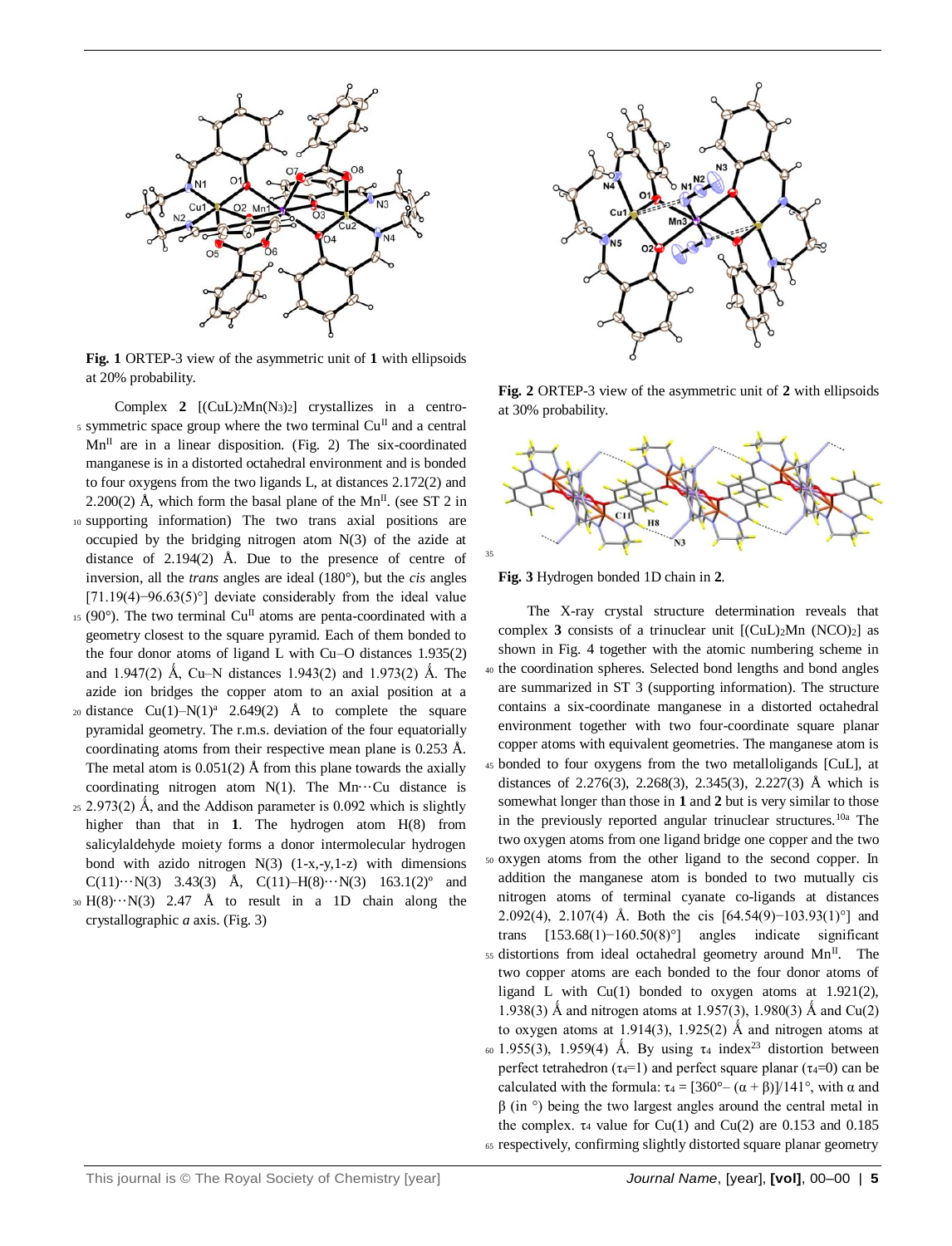**Fig. 1** ORTEP-3 view of the asymmetric unit of **1** with ellipsoids at 20% probability.

Complex **2** $[(CuL)_2Mn(N_3)_2]$ crystallizes in a centro-symmetric space group where the two terminal $Cu^{II}$ and a central $Mn^{II}$ are in a linear disposition. (Fig. 2) The six-coordinated manganese is in a distorted octahedral environment and is bonded to four oxygens from the two ligands L, at distances 2.172(2) and 2.200(2) Å, which form the basal plane of the $Mn^{II}$. (see ST 2 in supporting information) The two trans axial positions are occupied by the bridging nitrogen atom N(3) of the azide at distance of 2.194(2) Å. Due to the presence of centre of inversion, all the *trans* angles are ideal (180°), but the *cis* angles [71.19(4)−96.63(5)°] deviate considerably from the ideal value (90°). The two terminal $Cu^{II}$ atoms are penta-coordinated with a geometry closest to the square pyramid. Each of them bonded to the four donor atoms of ligand L with Cu–O distances 1.935(2) and 1.947(2) Å, Cu–N distances 1.943(2) and 1.973(2) Å. The azide ion bridges the copper atom to an axial position at a distance Cu(1)–N(1)$^{a}$ 2.649(2) Å to complete the square pyramidal geometry. The r.m.s. deviation of the four equatorially coordinating atoms from their respective mean plane is 0.253 Å. The metal atom is 0.051(2) Å from this plane towards the axially coordinating nitrogen atom N(1). The Mn···Cu distance is 2.973(2) Å, and the Addison parameter is 0.092 which is slightly higher than that in **1**. The hydrogen atom H(8) from salicylaldehyde moiety forms a donor intermolecular hydrogen bond with azido nitrogen N(3) (1-x,-y,1-z) with dimensions C(11)···N(3) 3.43(3) Å, C(11)–H(8)···N(3) 163.1(2)° and H(8)···N(3) 2.47 Å to result in a 1D chain along the crystallographic *a* axis. (Fig. 3)

**Fig. 2** ORTEP-3 view of the asymmetric unit of **2** with ellipsoids at 30% probability.

**Fig. 3** Hydrogen bonded 1D chain in **2**.

The X-ray crystal structure determination reveals that complex **3** consists of a trinuclear unit $[(CuL)_2Mn\ (NCO)_2]$ as shown in Fig. 4 together with the atomic numbering scheme in the coordination spheres. Selected bond lengths and bond angles are summarized in ST 3 (supporting information). The structure contains a six-coordinate manganese in a distorted octahedral environment together with two four-coordinate square planar copper atoms with equivalent geometries. The manganese atom is bonded to four oxygens from the two metalloligands [CuL], at distances of 2.276(3), 2.268(3), 2.345(3), 2.227(3) Å which is somewhat longer than those in **1** and **2** but is very similar to those in the previously reported angular trinuclear structures.[10a] The two oxygen atoms from one ligand bridge one copper and the two oxygen atoms from the other ligand to the second copper. In addition the manganese atom is bonded to two mutually cis nitrogen atoms of terminal cyanate co-ligands at distances 2.092(4), 2.107(4) Å. Both the cis [64.54(9)−103.93(1)°] and trans [153.68(1)−160.50(8)°] angles indicate significant distortions from ideal octahedral geometry around $Mn^{II}$. The two copper atoms are each bonded to the four donor atoms of ligand L with Cu(1) bonded to oxygen atoms at 1.921(2), 1.938(3) Å and nitrogen atoms at 1.957(3), 1.980(3) Å and Cu(2) to oxygen atoms at 1.914(3), 1.925(2) Å and nitrogen atoms at 1.955(3), 1.959(4) Å. By using $\tau_4$ index[23] distortion between perfect tetrahedron ($\tau_4$=1) and perfect square planar ($\tau_4$=0) can be calculated with the formula: $\tau_4 = [360° - (\alpha + \beta)]/141°$, with α and β (in °) being the two largest angles around the central metal in the complex. $\tau_4$ value for Cu(1) and Cu(2) are 0.153 and 0.185 respectively, confirming slightly distorted square planar geometry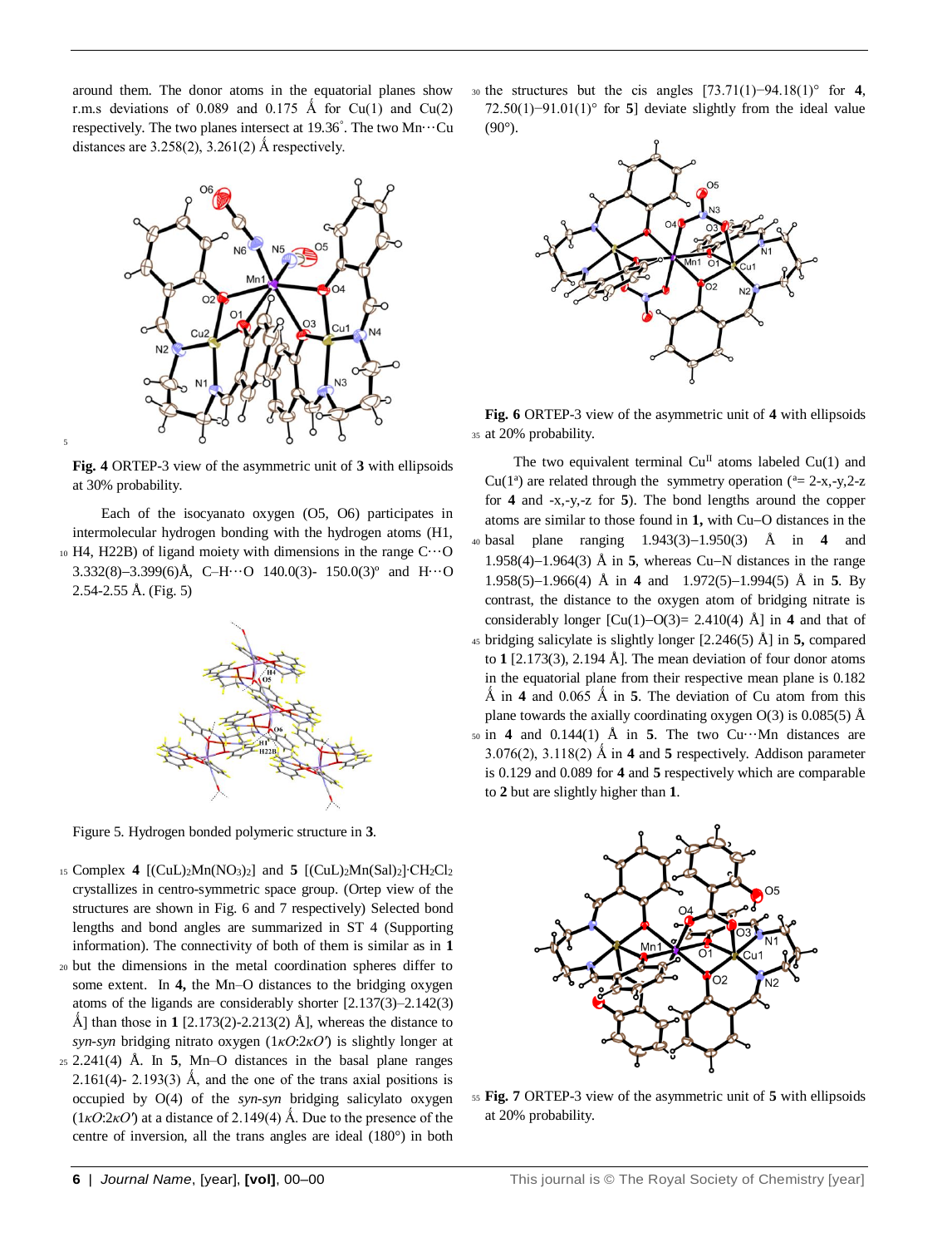around them. The donor atoms in the equatorial planes show r.m.s deviations of 0.089 and 0.175 Å for Cu(1) and Cu(2) respectively. The two planes intersect at 19.36˚. The two Mn···Cu distances are 3.258(2), 3.261(2) Å respectively.

**Fig. 4** ORTEP-3 view of the asymmetric unit of **3** with ellipsoids at 30% probability.

Each of the isocyanato oxygen (O5, O6) participates in intermolecular hydrogen bonding with the hydrogen atoms (H1, H4, H22B) of ligand moiety with dimensions in the range C···O 3.332(8)–3.399(6)Å, C–H···O 140.0(3)- 150.0(3)º and H···O 2.54-2.55 Å. (Fig. 5)

Figure 5. Hydrogen bonded polymeric structure in **3**.

Complex **4** $[(CuL)_2Mn(NO_3)_2]$ and **5** $[(CuL)_2Mn(Sal)_2]\cdot CH_2Cl_2$ crystallizes in centro-symmetric space group. (Ortep view of the structures are shown in Fig. 6 and 7 respectively) Selected bond lengths and bond angles are summarized in ST 4 (Supporting information). The connectivity of both of them is similar as in **1** but the dimensions in the metal coordination spheres differ to some extent. In **4,** the Mn–O distances to the bridging oxygen atoms of the ligands are considerably shorter [2.137(3)–2.142(3) Å] than those in **1** [2.173(2)-2.213(2) Å], whereas the distance to *syn-syn* bridging nitrato oxygen (1*κO*:2*κO′*) is slightly longer at 2.241(4) Å. In **5**, Mn–O distances in the basal plane ranges 2.161(4)- 2.193(3) Ǻ, and the one of the trans axial positions is occupied by O(4) of the *syn-syn* bridging salicylato oxygen (1*κO*:2*κO′*) at a distance of 2.149(4) Ǻ. Due to the presence of the centre of inversion, all the trans angles are ideal (180°) in both the structures but the cis angles [73.71(1)−94.18(1)° for **4**, 72.50(1)−91.01(1)° for **5**] deviate slightly from the ideal value (90°).

**Fig. 6** ORTEP-3 view of the asymmetric unit of **4** with ellipsoids at 20% probability.

The two equivalent terminal $Cu^{II}$ atoms labeled Cu(1) and Cu(1[a]) are related through the symmetry operation ([a]= 2-x,-y,2-z for **4** and -x,-y,-z for **5**). The bond lengths around the copper atoms are similar to those found in **1,** with Cu−O distances in the basal plane ranging 1.943(3)−1.950(3) Å in **4** and 1.958(4)−1.964(3) Å in **5**, whereas Cu−N distances in the range 1.958(5)−1.966(4) Å in **4** and 1.972(5)−1.994(5) Å in **5**. By contrast, the distance to the oxygen atom of bridging nitrate is considerably longer [Cu(1)−O(3)= 2.410(4) Å] in **4** and that of bridging salicylate is slightly longer [2.246(5) Å] in **5,** compared to **1** [2.173(3), 2.194 Å]. The mean deviation of four donor atoms in the equatorial plane from their respective mean plane is 0.182 Å in **4** and 0.065 Å in **5**. The deviation of Cu atom from this plane towards the axially coordinating oxygen O(3) is 0.085(5) Å in **4** and 0.144(1) Å in **5**. The two Cu···Mn distances are 3.076(2), 3.118(2) Ǻ in **4** and **5** respectively. Addison parameter is 0.129 and 0.089 for **4** and **5** respectively which are comparable to **2** but are slightly higher than **1**.

**Fig. 7** ORTEP-3 view of the asymmetric unit of **5** with ellipsoids at 20% probability.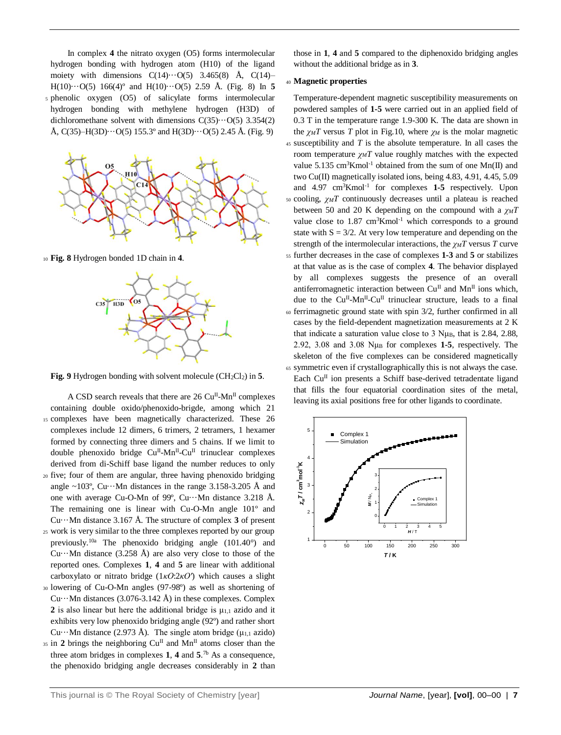In complex **4** the nitrato oxygen (O5) forms intermolecular hydrogen bonding with hydrogen atom (H10) of the ligand moiety with dimensions C(14)···O(5) 3.465(8) Å, C(14)–H(10)···O(5) 166(4)° and H(10)···O(5) 2.59 Å. (Fig. 8) In **5** phenolic oxygen (O5) of salicylate forms intermolecular hydrogen bonding with methylene hydrogen (H3D) of dichloromethane solvent with dimensions C(35)···O(5) 3.354(2) Å, C(35)–H(3D)···O(5) 155.3° and H(3D)···O(5) 2.45 Å. (Fig. 9)

**Fig. 8** Hydrogen bonded 1D chain in **4**.

**Fig. 9** Hydrogen bonding with solvent molecule ($CH_2Cl_2$) in **5**.

A CSD search reveals that there are 26 $Cu^{II}$-$Mn^{II}$ complexes containing double oxido/phenoxido-brigde, among which 21 complexes have been magnetically characterized. These 26 complexes include 12 dimers, 6 trimers, 2 tetramers, 1 hexamer formed by connecting three dimers and 5 chains. If we limit to double phenoxido bridge $Cu^{II}$-$Mn^{II}$-$Cu^{II}$ trinuclear complexes derived from di-Schiff base ligand the number reduces to only five; four of them are angular, three having phenoxido bridging angle ~103°, Cu···Mn distances in the range 3.158-3.205 Å and one with average Cu-O-Mn of 99°, Cu···Mn distance 3.218 Å. The remaining one is linear with Cu-O-Mn angle 101° and Cu···Mn distance 3.167 Å. The structure of complex **3** of present work is very similar to the three complexes reported by our group previously.[10a] The phenoxido bridging angle (101.40°) and Cu···Mn distance (3.258 Å) are also very close to those of the reported ones. Complexes **1**, **4** and **5** are linear with additional carboxylato or nitrato bridge ($1\kappa O$:$2\kappa O'$) which causes a slight lowering of Cu-O-Mn angles (97-98°) as well as shortening of Cu···Mn distances (3.076-3.142 Å) in these complexes. Complex **2** is also linear but here the additional bridge is $\mu_{1,1}$ azido and it exhibits very low phenoxido bridging angle (92°) and rather short Cu···Mn distance (2.973 Å). The single atom bridge ($\mu_{1,1}$ azido) in **2** brings the neighboring $Cu^{II}$ and $Mn^{II}$ atoms closer than the three atom bridges in complexes **1**, **4** and **5**.[7b] As a consequence, the phenoxido bridging angle decreases considerably in **2** than those in **1**, **4** and **5** compared to the diphenoxido bridging angles without the additional bridge as in **3**.

## Magnetic properties

Temperature-dependent magnetic susceptibility measurements on powdered samples of **1-5** were carried out in an applied field of 0.3 T in the temperature range 1.9-300 K. The data are shown in the $\chi_M T$ versus $T$ plot in Fig.10, where $\chi_M$ is the molar magnetic susceptibility and $T$ is the absolute temperature. In all cases the room temperature $\chi_M T$ value roughly matches with the expected value 5.135 $cm^3Kmol^{-1}$ obtained from the sum of one Mn(II) and two Cu(II) magnetically isolated ions, being 4.83, 4.91, 4.45, 5.09 and 4.97 $cm^3Kmol^{-1}$ for complexes **1-5** respectively. Upon cooling, $\chi_M T$ continuously decreases until a plateau is reached between 50 and 20 K depending on the compound with a $\chi_M T$ value close to 1.87 $cm^3Kmol^{-1}$ which corresponds to a ground state with S = 3/2. At very low temperature and depending on the strength of the intermolecular interactions, the $\chi_M T$ versus $T$ curve further decreases in the case of complexes **1-3** and **5** or stabilizes at that value as is the case of complex **4**. The behavior displayed by all complexes suggests the presence of an overall antiferromagnetic interaction between $Cu^{II}$ and $Mn^{II}$ ions which, due to the $Cu^{II}$-$Mn^{II}$-$Cu^{II}$ trinuclear structure, leads to a final ferrimagnetic ground state with spin 3/2, further confirmed in all cases by the field-dependent magnetization measurements at 2 K that indicate a saturation value close to 3 $N\mu_B$, that is 2.84, 2.88, 2.92, 3.08 and 3.08 $N\mu_B$ for complexes **1-5**, respectively. The skeleton of the five complexes can be considered magnetically symmetric even if crystallographically this is not always the case. Each $Cu^{II}$ ion presents a Schiff base-derived tetradentate ligand that fills the four equatorial coordination sites of the metal, leaving its axial positions free for other ligands to coordinate.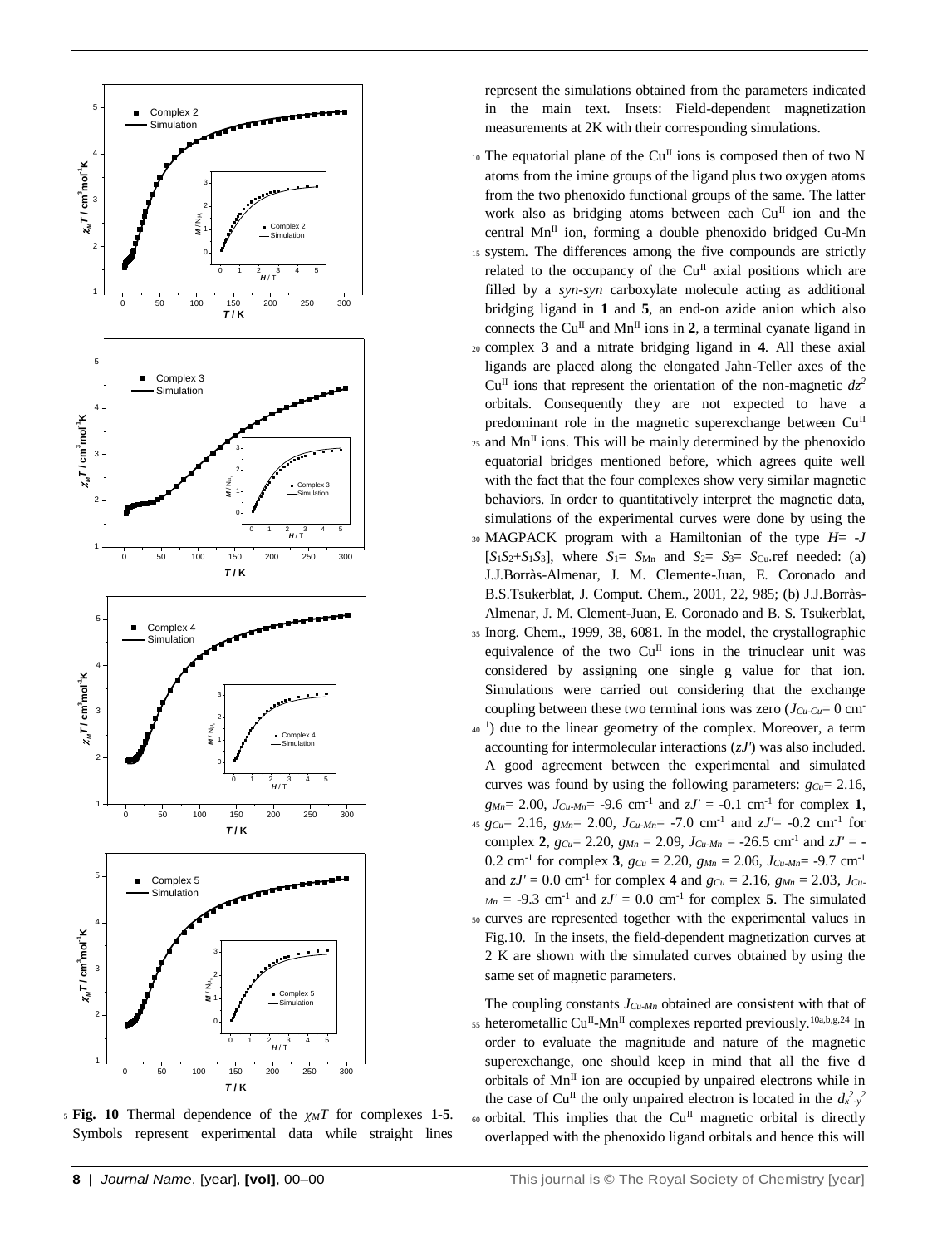**Fig. 10** Thermal dependence of the $\chi_M T$ for complexes **1-5**. Symbols represent experimental data while straight lines represent the simulations obtained from the parameters indicated in the main text. Insets: Field-dependent magnetization measurements at 2K with their corresponding simulations.

The equatorial plane of the $Cu^{II}$ ions is composed then of two N atoms from the imine groups of the ligand plus two oxygen atoms from the two phenoxido functional groups of the same. The latter work also as bridging atoms between each $Cu^{II}$ ion and the central $Mn^{II}$ ion, forming a double phenoxido bridged Cu-Mn system. The differences among the five compounds are strictly related to the occupancy of the $Cu^{II}$ axial positions which are filled by a *syn-syn* carboxylate molecule acting as additional bridging ligand in **1** and **5**, an end-on azide anion which also connects the $Cu^{II}$ and $Mn^{II}$ ions in **2**, a terminal cyanate ligand in complex **3** and a nitrate bridging ligand in **4**. All these axial ligands are placed along the elongated Jahn-Teller axes of the $Cu^{II}$ ions that represent the orientation of the non-magnetic $dz^2$ orbitals. Consequently they are not expected to have a predominant role in the magnetic superexchange between $Cu^{II}$ and $Mn^{II}$ ions. This will be mainly determined by the phenoxido equatorial bridges mentioned before, which agrees quite well with the fact that the four complexes show very similar magnetic behaviors. In order to quantitatively interpret the magnetic data, simulations of the experimental curves were done by using the MAGPACK program with a Hamiltonian of the type $H= -J[S_1S_2+S_1S_3]$, where $S_1= S_{Mn}$ and $S_2= S_3= S_{Cu}$.ref needed: (a) J.J.Borràs-Almenar, J. M. Clemente-Juan, E. Coronado and B.S.Tsukerblat, J. Comput. Chem., 2001, 22, 985; (b) J.J.Borràs-Almenar, J. M. Clement-Juan, E. Coronado and B. S. Tsukerblat, Inorg. Chem., 1999, 38, 6081. In the model, the crystallographic equivalence of the two $Cu^{II}$ ions in the trinuclear unit was considered by assigning one single g value for that ion. Simulations were carried out considering that the exchange coupling between these two terminal ions was zero ($J_{Cu\text{-}Cu}= 0$ cm$^{-1}$) due to the linear geometry of the complex. Moreover, a term accounting for intermolecular interactions ($zJ'$) was also included. A good agreement between the experimental and simulated curves was found by using the following parameters: $g_{Cu}= 2.16$, $g_{Mn}= 2.00$, $J_{Cu\text{-}Mn}= -9.6$ cm$^{-1}$ and $zJ' = -0.1$ cm$^{-1}$ for complex **1**, $g_{Cu}= 2.16$, $g_{Mn}= 2.00$, $J_{Cu\text{-}Mn}= -7.0$ cm$^{-1}$ and $zJ'= -0.2$ cm$^{-1}$ for complex **2**, $g_{Cu}= 2.20$, $g_{Mn} = 2.09$, $J_{Cu\text{-}Mn} = -26.5$ cm$^{-1}$ and $zJ' = -0.2$ cm$^{-1}$ for complex **3**, $g_{Cu} = 2.20$, $g_{Mn} = 2.06$, $J_{Cu\text{-}Mn}= -9.7$ cm$^{-1}$ and $zJ' = 0.0$ cm$^{-1}$ for complex **4** and $g_{Cu} = 2.16$, $g_{Mn} = 2.03$, $J_{Cu\text{-}Mn} = -9.3$ cm$^{-1}$ and $zJ' = 0.0$ cm$^{-1}$ for complex **5**. The simulated curves are represented together with the experimental values in Fig.10. In the insets, the field-dependent magnetization curves at 2 K are shown with the simulated curves obtained by using the same set of magnetic parameters.

The coupling constants $J_{Cu\text{-}Mn}$ obtained are consistent with that of heterometallic $Cu^{II}$-$Mn^{II}$ complexes reported previously.[10a,b,g,24] In order to evaluate the magnitude and nature of the magnetic superexchange, one should keep in mind that all the five d orbitals of $Mn^{II}$ ion are occupied by unpaired electrons while in the case of $Cu^{II}$ the only unpaired electron is located in the $d_{x^2\text{-}y^2}$ orbital. This implies that the $Cu^{II}$ magnetic orbital is directly overlapped with the phenoxido ligand orbitals and hence this will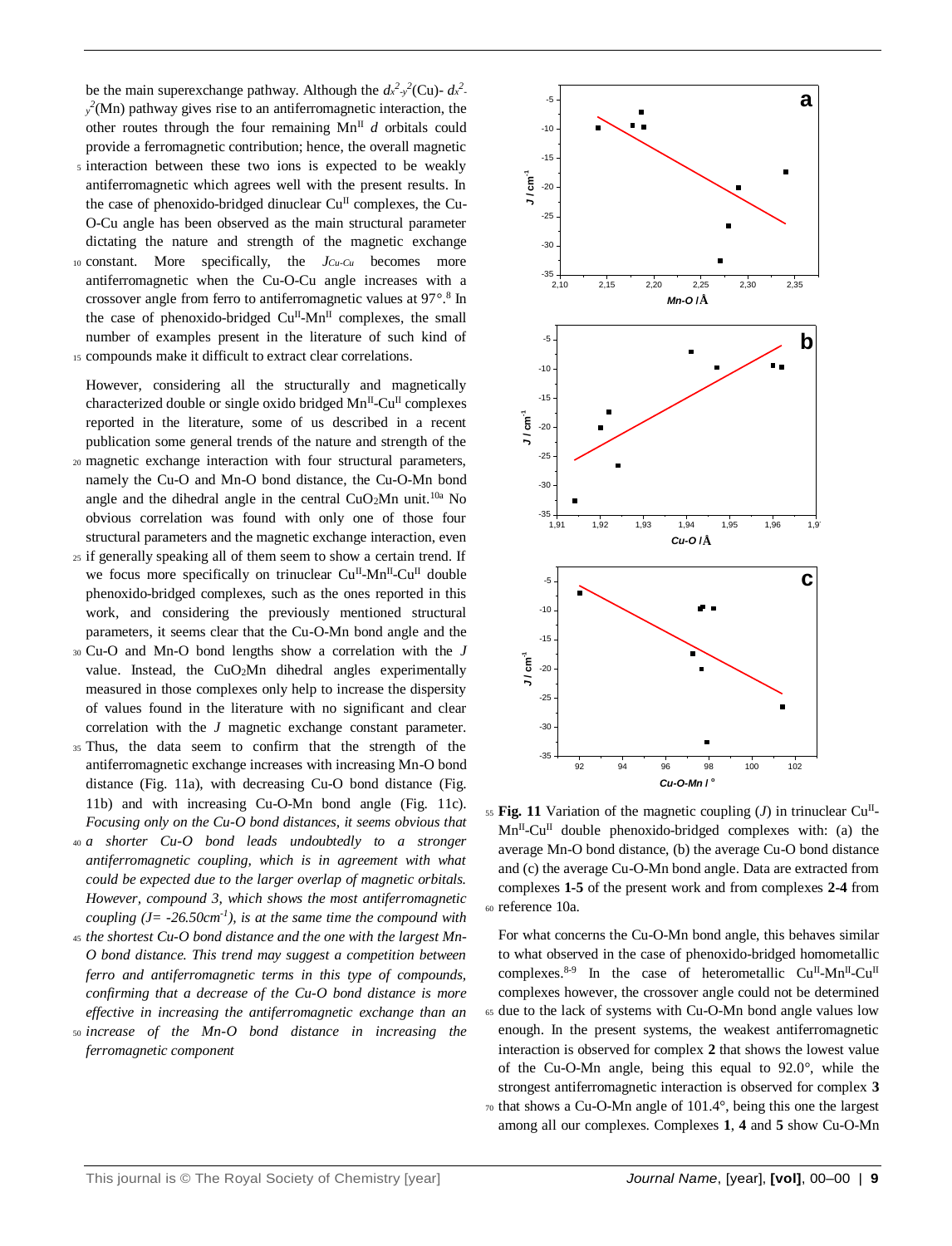be the main superexchange pathway. Although the $d_{x^2-y^2}$(Cu)- $d_{x^2-y^2}$(Mn) pathway gives rise to an antiferromagnetic interaction, the other routes through the four remaining $Mn^{II}$ $d$ orbitals could provide a ferromagnetic contribution; hence, the overall magnetic interaction between these two ions is expected to be weakly antiferromagnetic which agrees well with the present results. In the case of phenoxido-bridged dinuclear $Cu^{II}$ complexes, the Cu-O-Cu angle has been observed as the main structural parameter dictating the nature and strength of the magnetic exchange constant. More specifically, the $J_{Cu-Cu}$ becomes more antiferromagnetic when the Cu-O-Cu angle increases with a crossover angle from ferro to antiferromagnetic values at 97°.[8] In the case of phenoxido-bridged $Cu^{II}$-$Mn^{II}$ complexes, the small number of examples present in the literature of such kind of compounds make it difficult to extract clear correlations.

However, considering all the structurally and magnetically characterized double or single oxido bridged $Mn^{II}$-$Cu^{II}$ complexes reported in the literature, some of us described in a recent publication some general trends of the nature and strength of the magnetic exchange interaction with four structural parameters, namely the Cu-O and Mn-O bond distance, the Cu-O-Mn bond angle and the dihedral angle in the central $CuO_2Mn$ unit.[10a] No obvious correlation was found with only one of those four structural parameters and the magnetic exchange interaction, even if generally speaking all of them seem to show a certain trend. If we focus more specifically on trinuclear $Cu^{II}$-$Mn^{II}$-$Cu^{II}$ double phenoxido-bridged complexes, such as the ones reported in this work, and considering the previously mentioned structural parameters, it seems clear that the Cu-O-Mn bond angle and the Cu-O and Mn-O bond lengths show a correlation with the $J$ value. Instead, the $CuO_2Mn$ dihedral angles experimentally measured in those complexes only help to increase the dispersity of values found in the literature with no significant and clear correlation with the $J$ magnetic exchange constant parameter. Thus, the data seem to confirm that the strength of the antiferromagnetic exchange increases with increasing Mn-O bond distance (Fig. 11a), with decreasing Cu-O bond distance (Fig. 11b) and with increasing Cu-O-Mn bond angle (Fig. 11c). *Focusing only on the Cu-O bond distances, it seems obvious that a shorter Cu-O bond leads undoubtedly to a stronger antiferromagnetic coupling, which is in agreement with what could be expected due to the larger overlap of magnetic orbitals. However, compound 3, which shows the most antiferromagnetic coupling ($J$= -26.50cm$^{-1}$), is at the same time the compound with the shortest Cu-O bond distance and the one with the largest Mn-O bond distance. This trend may suggest a competition between ferro and antiferromagnetic terms in this type of compounds, confirming that a decrease of the Cu-O bond distance is more effective in increasing the antiferromagnetic exchange than an increase of the Mn-O bond distance in increasing the ferromagnetic component*

**Fig. 11** Variation of the magnetic coupling ($J$) in trinuclear $Cu^{II}$-$Mn^{II}$-$Cu^{II}$ double phenoxido-bridged complexes with: (a) the average Mn-O bond distance, (b) the average Cu-O bond distance and (c) the average Cu-O-Mn bond angle. Data are extracted from complexes **1-5** of the present work and from complexes **2-4** from reference 10a.

For what concerns the Cu-O-Mn bond angle, this behaves similar to what observed in the case of phenoxido-bridged homometallic complexes.[8-9] In the case of heterometallic $Cu^{II}$-$Mn^{II}$-$Cu^{II}$ complexes however, the crossover angle could not be determined due to the lack of systems with Cu-O-Mn bond angle values low enough. In the present systems, the weakest antiferromagnetic interaction is observed for complex **2** that shows the lowest value of the Cu-O-Mn angle, being this equal to 92.0°, while the strongest antiferromagnetic interaction is observed for complex **3** that shows a Cu-O-Mn angle of 101.4°, being this one the largest among all our complexes. Complexes **1**, **4** and **5** show Cu-O-Mn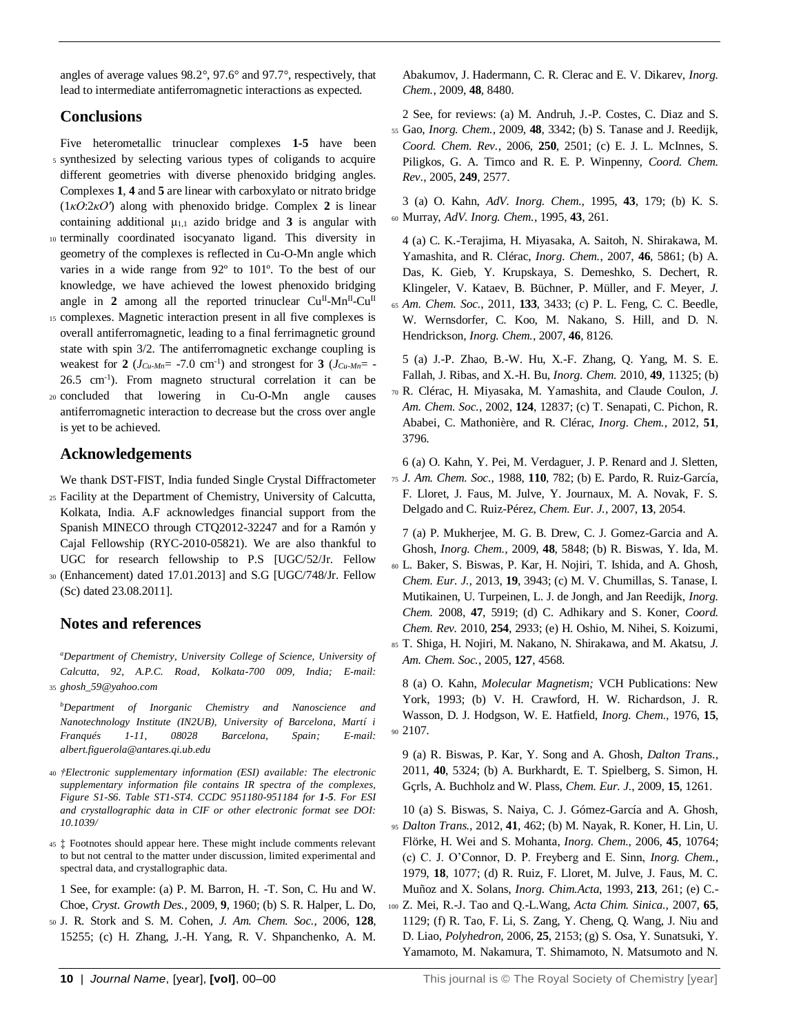angles of average values 98.2°, 97.6° and 97.7°, respectively, that lead to intermediate antiferromagnetic interactions as expected.

## Conclusions

Five heterometallic trinuclear complexes **1-5** have been synthesized by selecting various types of coligands to acquire different geometries with diverse phenoxido bridging angles. Complexes **1**, **4** and **5** are linear with carboxylato or nitrato bridge (1*κO*:2*κO′*) along with phenoxido bridge. Complex **2** is linear containing additional $\mu_{1,1}$ azido bridge and **3** is angular with terminally coordinated isocyanato ligand. This diversity in geometry of the complexes is reflected in Cu-O-Mn angle which varies in a wide range from 92º to 101º. To the best of our knowledge, we have achieved the lowest phenoxido bridging angle in **2** among all the reported trinuclear $Cu^{II}$-$Mn^{II}$-$Cu^{II}$ complexes. Magnetic interaction present in all five complexes is overall antiferromagnetic, leading to a final ferrimagnetic ground state with spin 3/2. The antiferromagnetic exchange coupling is weakest for **2** ($J_{Cu\text{-}Mn}$= -7.0 cm$^{-1}$) and strongest for **3** ($J_{Cu\text{-}Mn}$= -26.5 cm$^{-1}$). From magneto structural correlation it can be concluded that lowering in Cu-O-Mn angle causes antiferromagnetic interaction to decrease but the cross over angle is yet to be achieved.

## Acknowledgements

We thank DST-FIST, India funded Single Crystal Diffractometer Facility at the Department of Chemistry, University of Calcutta, Kolkata, India. A.F acknowledges financial support from the Spanish MINECO through CTQ2012-32247 and for a Ramón y Cajal Fellowship (RYC-2010-05821). We are also thankful to UGC for research fellowship to P.S [UGC/52/Jr. Fellow (Enhancement) dated 17.01.2013] and S.G [UGC/748/Jr. Fellow (Sc) dated 23.08.2011].

## Notes and references

[a] *Department of Chemistry, University College of Science, University of Calcutta, 92, A.P.C. Road, Kolkata-700 009, India; E-mail: ghosh_59@yahoo.com*

[b] *Department of Inorganic Chemistry and Nanoscience and Nanotechnology Institute (IN2UB), University of Barcelona, Martí i Franqués 1-11, 08028 Barcelona, Spain; E-mail: albert.figuerola@antares.qi.ub.edu*

† *Electronic supplementary information (ESI) available: The electronic supplementary information file contains IR spectra of the complexes, Figure S1-S6. Table ST1-ST4. CCDC 951180-951184 for 1-5. For ESI and crystallographic data in CIF or other electronic format see DOI: 10.1039/*

‡ Footnotes should appear here. These might include comments relevant to but not central to the matter under discussion, limited experimental and spectral data, and crystallographic data.

1 See, for example: (a) P. M. Barron, H. -T. Son, C. Hu and W. Choe, *Cryst. Growth Des.,* 2009, **9**, 1960; (b) S. R. Halper, L. Do, J. R. Stork and S. M. Cohen, *J. Am. Chem. Soc.,* 2006, **128**, 15255; (c) H. Zhang, J.-H. Yang, R. V. Shpanchenko, A. M. Abakumov, J. Hadermann, C. R. Clerac and E. V. Dikarev, *Inorg. Chem.*, 2009, **48**, 8480.

2 See, for reviews: (a) M. Andruh, J.-P. Costes, C. Diaz and S. Gao, *Inorg. Chem.,* 2009, **48**, 3342; (b) S. Tanase and J. Reedijk, *Coord. Chem. Rev.*, 2006, **250**, 2501; (c) E. J. L. McInnes, S. Piligkos, G. A. Timco and R. E. P. Winpenny, *Coord. Chem. Rev*., 2005, **249**, 2577.

3 (a) O. Kahn, *AdV. Inorg. Chem.,* 1995, **43**, 179; (b) K. S. Murray, *AdV. Inorg. Chem.*, 1995, **43**, 261.

4 (a) C. K.-Terajima, H. Miyasaka, A. Saitoh, N. Shirakawa, M. Yamashita, and R. Clérac, *Inorg. Chem.*, 2007, **46**, 5861; (b) A. Das, K. Gieb, Y. Krupskaya, S. Demeshko, S. Dechert, R. Klingeler, V. Kataev, B. Büchner, P. Müller, and F. Meyer, *J. Am. Chem. Soc.*, 2011, **133**, 3433; (c) P. L. Feng, C. C. Beedle, W. Wernsdorfer, C. Koo, M. Nakano, S. Hill, and D. N. Hendrickson, *Inorg. Chem.*, 2007, **46**, 8126.

5 (a) J.-P. Zhao, B.-W. Hu, X.-F. Zhang, Q. Yang, M. S. E. Fallah, J. Ribas, and X.-H. Bu, *Inorg. Chem.* 2010, **49**, 11325; (b) R. Clérac, H. Miyasaka, M. Yamashita, and Claude Coulon, *J. Am. Chem. Soc.*, 2002, **124**, 12837; (c) T. Senapati, C. Pichon, R. Ababei, C. Mathonière, and R. Clérac, *Inorg. Chem.*, 2012, **51**, 3796.

6 (a) O. Kahn, Y. Pei, M. Verdaguer, J. P. Renard and J. Sletten, *J. Am. Chem. Soc*., 1988, **110**, 782; (b) E. Pardo, R. Ruiz-García, F. Lloret, J. Faus, M. Julve, Y. Journaux, M. A. Novak, F. S. Delgado and C. Ruiz-Pérez, *Chem. Eur. J.*, 2007, **13**, 2054.

7 (a) P. Mukherjee, M. G. B. Drew, C. J. Gomez-Garcia and A. Ghosh, *Inorg. Chem.*, 2009, **48**, 5848; (b) R. Biswas, Y. Ida, M. L. Baker, S. Biswas, P. Kar, H. Nojiri, T. Ishida, and A. Ghosh, *Chem. Eur. J.,* 2013, **19**, 3943; (c) M. V. Chumillas, S. Tanase, I. Mutikainen, U. Turpeinen, L. J. de Jongh, and Jan Reedijk, *Inorg. Chem.* 2008, **47**, 5919; (d) C. Adhikary and S. Koner, *Coord. Chem. Rev.* 2010, **254**, 2933; (e) H. Oshio, M. Nihei, S. Koizumi, T. Shiga, H. Nojiri, M. Nakano, N. Shirakawa, and M. Akatsu, *J. Am. Chem. Soc.*, 2005, **127**, 4568.

8 (a) O. Kahn, *Molecular Magnetism;* VCH Publications: New York, 1993; (b) V. H. Crawford, H. W. Richardson, J. R. Wasson, D. J. Hodgson, W. E. Hatfield, *Inorg. Chem.*, 1976, **15**, 2107.

9 (a) R. Biswas, P. Kar, Y. Song and A. Ghosh, *Dalton Trans.*, 2011, **40**, 5324; (b) A. Burkhardt, E. T. Spielberg, S. Simon, H. Gçrls, A. Buchholz and W. Plass, *Chem. Eur. J.*, 2009, **15**, 1261.

10 (a) S. Biswas, S. Naiya, C. J. Gómez-García and A. Ghosh, *Dalton Trans.*, 2012, **41**, 462; (b) M. Nayak, R. Koner, H. Lin, U. Flörke, H. Wei and S. Mohanta, *Inorg. Chem.*, 2006, **45**, 10764; (c) C. J. O'Connor, D. P. Freyberg and E. Sinn, *Inorg. Chem.*, 1979, **18**, 1077; (d) R. Ruiz, F. Lloret, M. Julve, J. Faus, M. C. Muñoz and X. Solans, *Inorg. Chim.Acta*, 1993, **213**, 261; (e) C.-Z. Mei, R.-J. Tao and Q.-L.Wang, *Acta Chim. Sinica.*, 2007, **65**, 1129; (f) R. Tao, F. Li, S. Zang, Y. Cheng, Q. Wang, J. Niu and D. Liao, *Polyhedron,* 2006, **25**, 2153; (g) S. Osa, Y. Sunatsuki, Y. Yamamoto, M. Nakamura, T. Shimamoto, N. Matsumoto and N.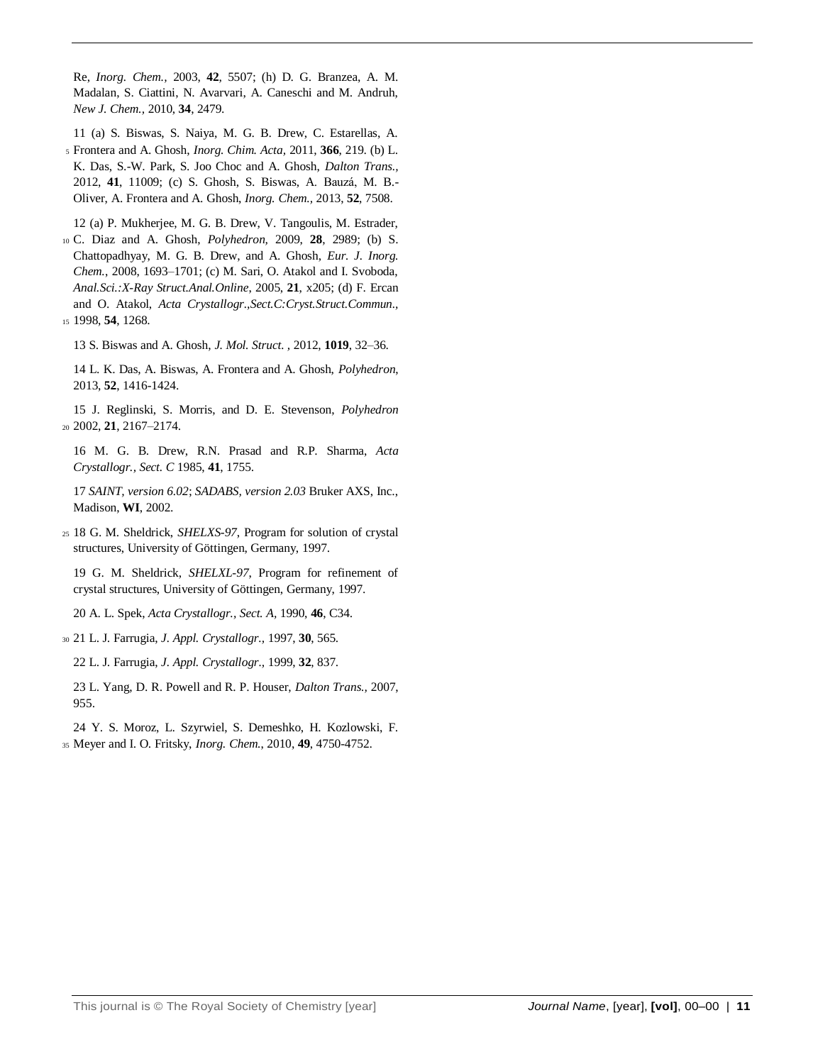Re, *Inorg. Chem.*, 2003, **42**, 5507; (h) D. G. Branzea, A. M. Madalan, S. Ciattini, N. Avarvari, A. Caneschi and M. Andruh, *New J. Chem.*, 2010, **34**, 2479.

11 (a) S. Biswas, S. Naiya, M. G. B. Drew, C. Estarellas, A. Frontera and A. Ghosh, *Inorg. Chim. Acta*, 2011, **366**, 219. (b) L. K. Das, S.-W. Park, S. Joo Choc and A. Ghosh, *Dalton Trans.*, 2012, **41**, 11009; (c) S. Ghosh, S. Biswas, A. Bauzá, M. B.-Oliver, A. Frontera and A. Ghosh, *Inorg. Chem.*, 2013, **52**, 7508.

12 (a) P. Mukherjee, M. G. B. Drew, V. Tangoulis, M. Estrader, C. Diaz and A. Ghosh, *Polyhedron*, 2009, **28**, 2989; (b) S. Chattopadhyay, M. G. B. Drew, and A. Ghosh, *Eur. J. Inorg. Chem.*, 2008, 1693–1701; (c) M. Sari, O. Atakol and I. Svoboda, *Anal.Sci.:X-Ray Struct.Anal.Online*, 2005, **21**, x205; (d) F. Ercan and O. Atakol, *Acta Crystallogr.,Sect.C:Cryst.Struct.Commun.*, 1998, **54**, 1268.

13 S. Biswas and A. Ghosh, *J. Mol. Struct.* , 2012, **1019**, 32–36.

14 L. K. Das, A. Biswas, A. Frontera and A. Ghosh, *Polyhedron*, 2013, **52**, 1416-1424.

15 J. Reglinski, S. Morris, and D. E. Stevenson, *Polyhedron* 2002, **21**, 2167–2174.

16 M. G. B. Drew, R.N. Prasad and R.P. Sharma, *Acta Crystallogr., Sect. C* 1985, **41**, 1755.

17 *SAINT, version 6.02*; *SADABS, version 2.03* Bruker AXS, Inc., Madison, **WI**, 2002.

18 G. M. Sheldrick, *SHELXS-97*, Program for solution of crystal structures, University of Göttingen, Germany, 1997.

19 G. M. Sheldrick, *SHELXL-97*, Program for refinement of crystal structures, University of Göttingen, Germany, 1997.

20 A. L. Spek, *Acta Crystallogr., Sect. A*, 1990, **46**, C34.

21 L. J. Farrugia, *J. Appl. Crystallogr.*, 1997, **30**, 565.

22 L. J. Farrugia, *J. Appl. Crystallogr.*, 1999, **32**, 837.

23 L. Yang, D. R. Powell and R. P. Houser, *Dalton Trans.*, 2007, 955.

24 Y. S. Moroz, L. Szyrwiel, S. Demeshko, H. Kozlowski, F. Meyer and I. O. Fritsky, *Inorg. Chem.*, 2010, **49**, 4750-4752.